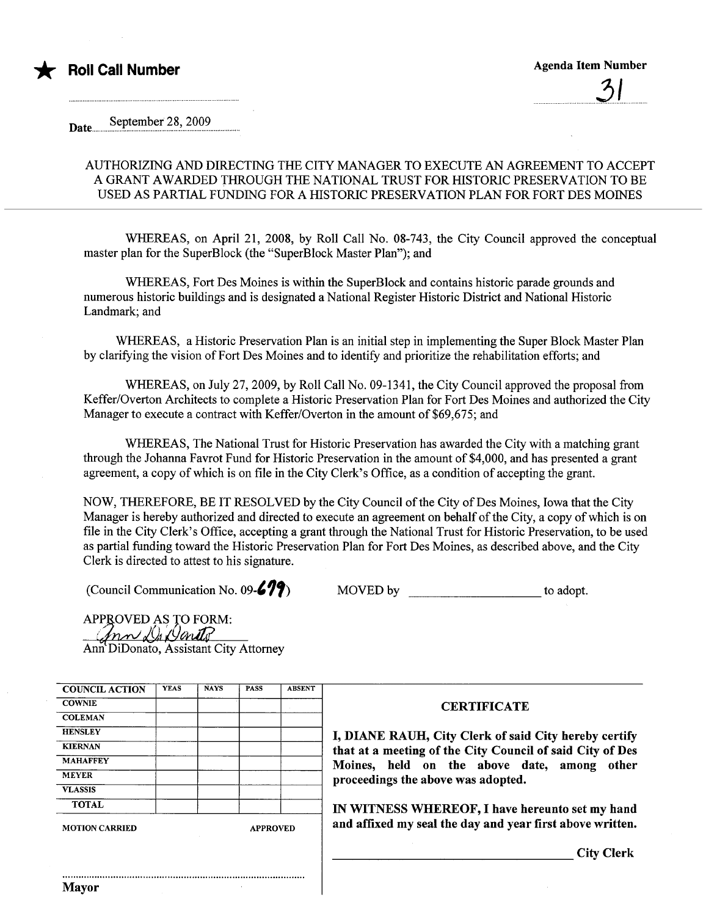★ **Roll Call Number**

**Agenda Item Number**

31

Date September 28, 2009

AUTHORIZING AND DIRECTING THE CITY MANAGER TO EXECUTE AN AGREEMENT TO ACCEPT A GRANT AWARDED THROUGH THE NATIONAL TRUST FOR HISTORIC PRESERVATION TO BE USED AS PARTIAL FUNDING FOR A HISTORIC PRESERVATION PLAN FOR FORT DES MOINES

WHEREAS, on April 21, 2008, by Roll Call No. 08-743, the City Council approved the conceptual master plan for the SuperBlock (the "SuperBlock Master Plan"); and

WHEREAS, Fort Des Moines is within the SuperBlock and contains historic parade grounds and numerous historic buildings and is designated a National Register Historic District and National Historic Landmark; and

WHEREAS, a Historic Preservation Plan is an initial step in implementing the Super Block Master Plan by clarifying the vision of Fort Des Moines and to identify and prioritize the rehabilitation efforts; and

WHEREAS, on July 27, 2009, by Roll Call No. 09-1341, the City Council approved the proposal from Keffer/Overton Architects to complete a Historic Preservation Plan for Fort Des Moines and authorized the City Manager to execute a contract with Keffer/Overton in the amount of $69,675; and

WHEREAS, The National Trust for Historic Preservation has awarded the City with a matching grant through the Johanna Favrot Fund for Historic Preservation in the amount of $4,000, and has presented a grant agreement, a copy of which is on file in the City Clerk's Office, as a condition of accepting the grant.

NOW, THEREFORE, BE IT RESOLVED by the City Council of the City of Des Moines, Iowa that the City Manager is hereby authorized and directed to execute an agreement on behalf of the City, a copy of which is on file in the City Clerk's Office, accepting a grant through the National Trust for Historic Preservation, to be used as partial funding toward the Historic Preservation Plan for Fort Des Moines, as described above, and the City Clerk is directed to attest to his signature.

(Council Communication No. 09-679) MOVED by ____________________ to adopt.

APPROVED AS TO FORM:

Ann DiDonato

Ann DiDonato, Assistant City Attorney

| COUNCIL ACTION | YEAS | NAYS | PASS | ABSENT |
| --- | --- | --- | --- | --- |
| COWNIE | | | | |
| COLEMAN | | | | |
| HENSLEY | | | | |
| KIERNAN | | | | |
| MAHAFFEY | | | | |
| MEYER | | | | |
| VLASSIS | | | | |
| TOTAL | | | | |

MOTION CARRIED APPROVED

..............................................................................

Mayor

**CERTIFICATE**

**I, DIANE RAUH, City Clerk of said City hereby certify that at a meeting of the City Council of said City of Des Moines, held on the above date, among other proceedings the above was adopted.**

**IN WITNESS WHEREOF, I have hereunto set my hand and affixed my seal the day and year first above written.**

____________________________________ **City Clerk**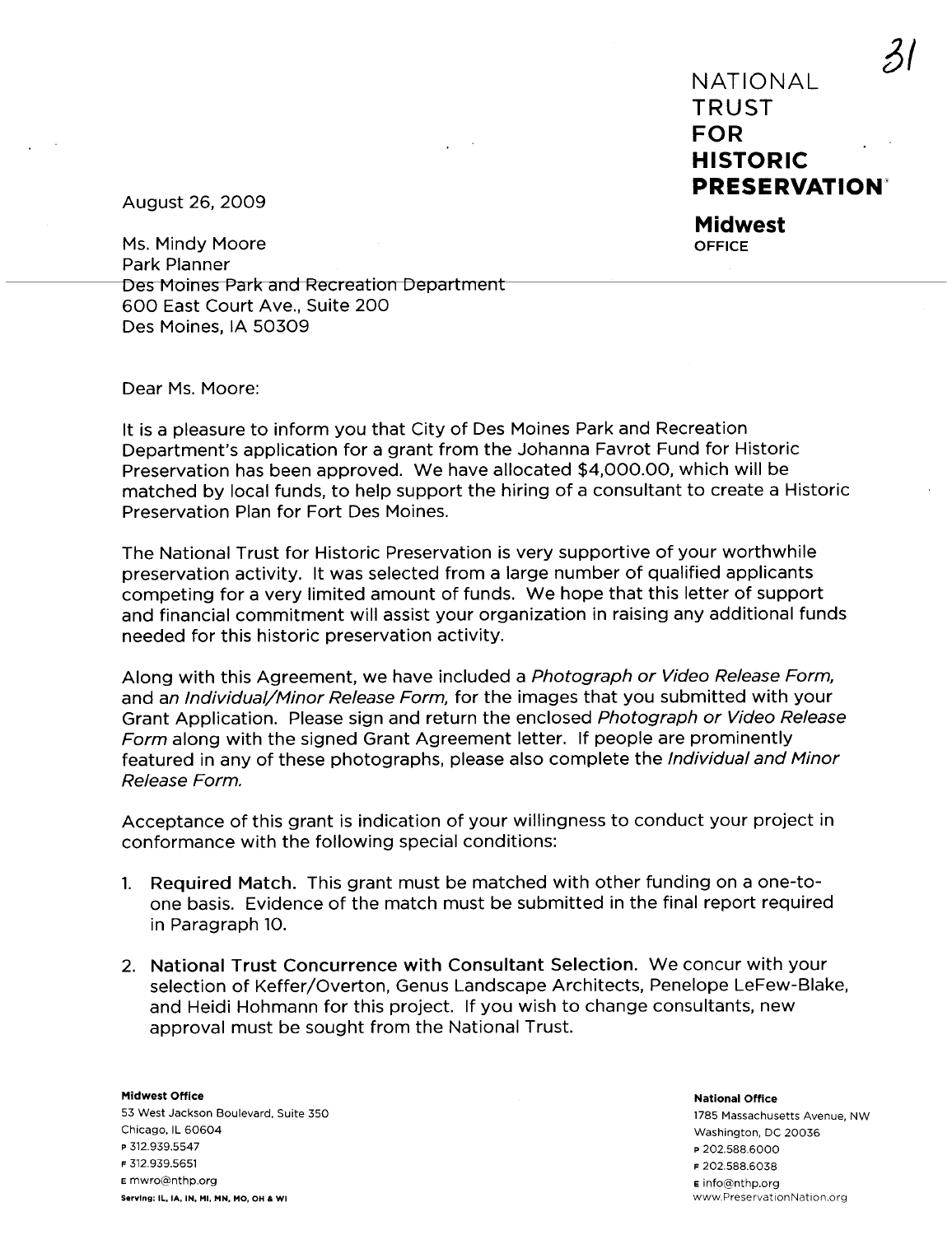NATIONAL
TRUST
FOR
HISTORIC
PRESERVATION

**Midwest**
OFFICE

August 26, 2009

Ms. Mindy Moore
Park Planner
Des Moines Park and Recreation Department
600 East Court Ave., Suite 200
Des Moines, IA 50309

Dear Ms. Moore:

It is a pleasure to inform you that City of Des Moines Park and Recreation Department's application for a grant from the Johanna Favrot Fund for Historic Preservation has been approved. We have allocated $4,000.00, which will be matched by local funds, to help support the hiring of a consultant to create a Historic Preservation Plan for Fort Des Moines.

The National Trust for Historic Preservation is very supportive of your worthwhile preservation activity. It was selected from a large number of qualified applicants competing for a very limited amount of funds. We hope that this letter of support and financial commitment will assist your organization in raising any additional funds needed for this historic preservation activity.

Along with this Agreement, we have included a *Photograph or Video Release Form,* and an *Individual/Minor Release Form,* for the images that you submitted with your Grant Application. Please sign and return the enclosed *Photograph or Video Release Form* along with the signed Grant Agreement letter. If people are prominently featured in any of these photographs, please also complete the *Individual and Minor Release Form.*

Acceptance of this grant is indication of your willingness to conduct your project in conformance with the following special conditions:

1. **Required Match.** This grant must be matched with other funding on a one-to-one basis. Evidence of the match must be submitted in the final report required in Paragraph 10.

2. **National Trust Concurrence with Consultant Selection.** We concur with your selection of Keffer/Overton, Genus Landscape Architects, Penelope LeFew-Blake, and Heidi Hohmann for this project. If you wish to change consultants, new approval must be sought from the National Trust.

**Midwest Office**
53 West Jackson Boulevard, Suite 350
Chicago, IL 60604
P 312.939.5547
F 312.939.5651
E mwro@nthp.org
**Serving: IL, IA, IN, MI, MN, MO, OH & WI**

**National Office**
1785 Massachusetts Avenue, NW
Washington, DC 20036
P 202.588.6000
F 202.588.6038
E info@nthp.org
www.PreservationNation.org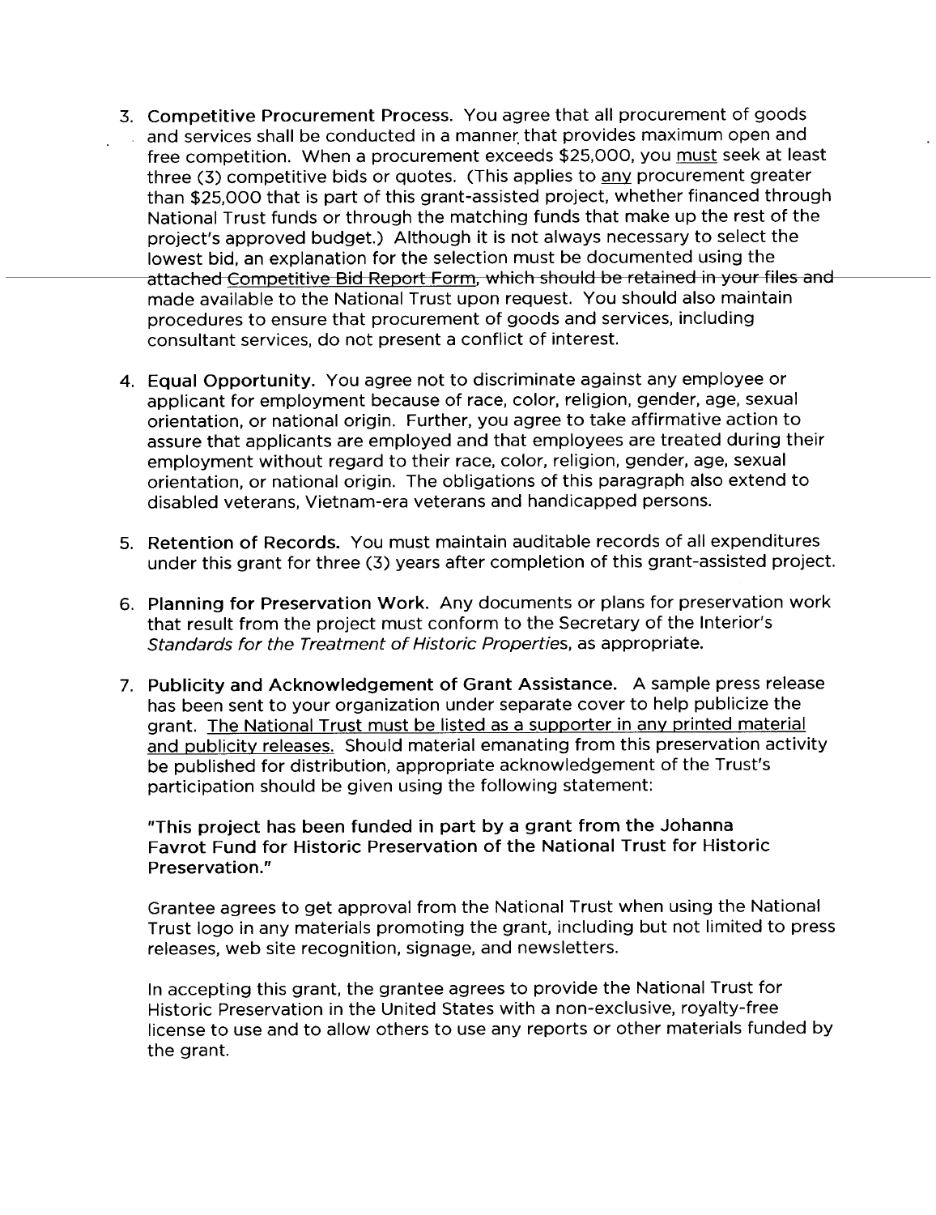3. **Competitive Procurement Process.** You agree that all procurement of goods and services shall be conducted in a manner that provides maximum open and free competition. When a procurement exceeds $25,000, you must seek at least three (3) competitive bids or quotes. (This applies to any procurement greater than $25,000 that is part of this grant-assisted project, whether financed through National Trust funds or through the matching funds that make up the rest of the project's approved budget.) Although it is not always necessary to select the lowest bid, an explanation for the selection must be documented using the attached Competitive Bid Report Form, which should be retained in your files and made available to the National Trust upon request. You should also maintain procedures to ensure that procurement of goods and services, including consultant services, do not present a conflict of interest.

4. **Equal Opportunity.** You agree not to discriminate against any employee or applicant for employment because of race, color, religion, gender, age, sexual orientation, or national origin. Further, you agree to take affirmative action to assure that applicants are employed and that employees are treated during their employment without regard to their race, color, religion, gender, age, sexual orientation, or national origin. The obligations of this paragraph also extend to disabled veterans, Vietnam-era veterans and handicapped persons.

5. **Retention of Records.** You must maintain auditable records of all expenditures under this grant for three (3) years after completion of this grant-assisted project.

6. **Planning for Preservation Work.** Any documents or plans for preservation work that result from the project must conform to the Secretary of the Interior's *Standards for the Treatment of Historic Properties*, as appropriate.

7. **Publicity and Acknowledgement of Grant Assistance.** A sample press release has been sent to your organization under separate cover to help publicize the grant. The National Trust must be listed as a supporter in any printed material and publicity releases. Should material emanating from this preservation activity be published for distribution, appropriate acknowledgement of the Trust's participation should be given using the following statement:

   **"This project has been funded in part by a grant from the Johanna Favrot Fund for Historic Preservation of the National Trust for Historic Preservation."**

   Grantee agrees to get approval from the National Trust when using the National Trust logo in any materials promoting the grant, including but not limited to press releases, web site recognition, signage, and newsletters.

   In accepting this grant, the grantee agrees to provide the National Trust for Historic Preservation in the United States with a non-exclusive, royalty-free license to use and to allow others to use any reports or other materials funded by the grant.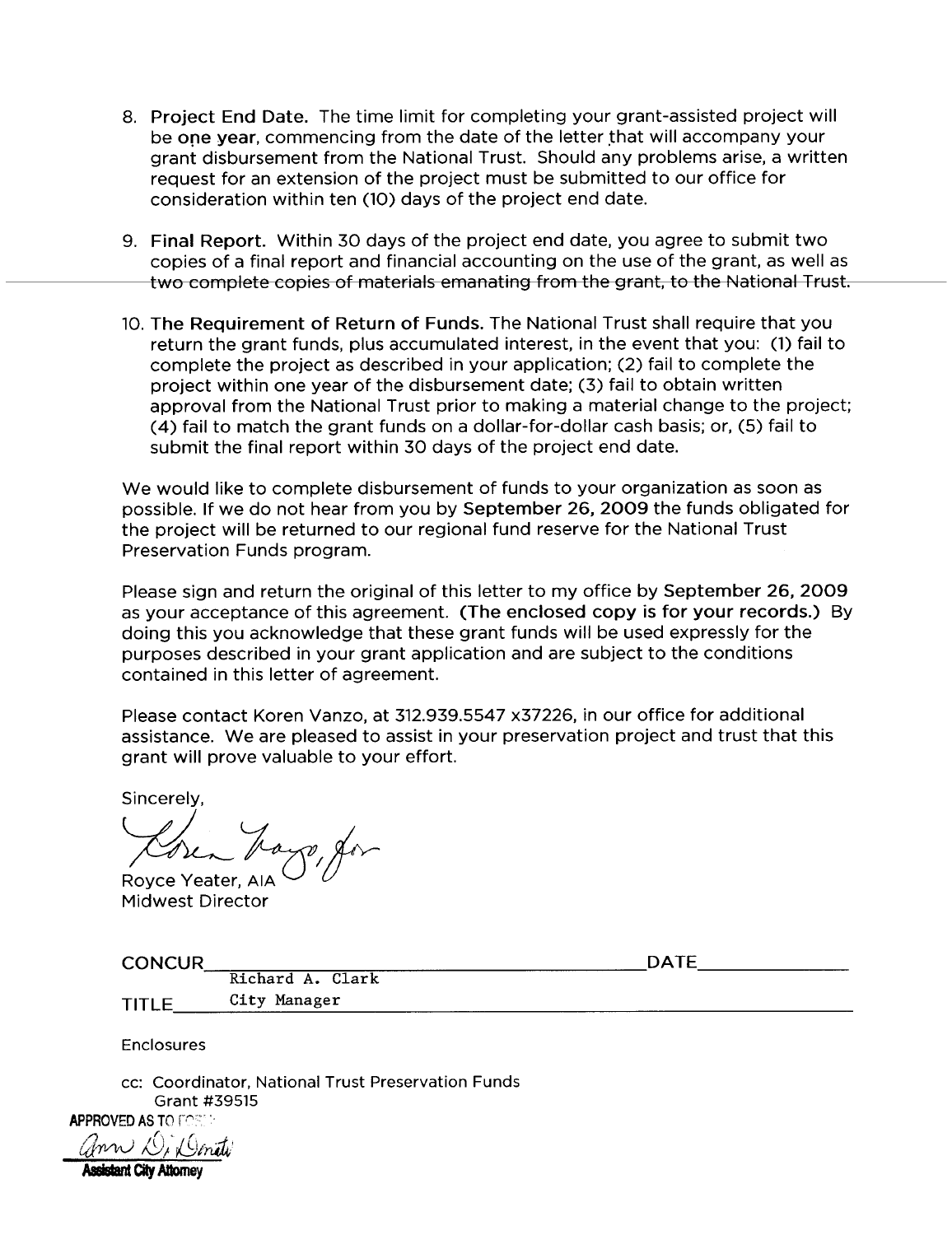8. **Project End Date.** The time limit for completing your grant-assisted project will be **one year**, commencing from the date of the letter that will accompany your grant disbursement from the National Trust. Should any problems arise, a written request for an extension of the project must be submitted to our office for consideration within ten (10) days of the project end date.

9. **Final Report.** Within 30 days of the project end date, you agree to submit two copies of a final report and financial accounting on the use of the grant, as well as ~~two complete copies of materials emanating from the grant, to the National Trust.~~

10. **The Requirement of Return of Funds.** The National Trust shall require that you return the grant funds, plus accumulated interest, in the event that you: (1) fail to complete the project as described in your application; (2) fail to complete the project within one year of the disbursement date; (3) fail to obtain written approval from the National Trust prior to making a material change to the project; (4) fail to match the grant funds on a dollar-for-dollar cash basis; or, (5) fail to submit the final report within 30 days of the project end date.

We would like to complete disbursement of funds to your organization as soon as possible. If we do not hear from you by **September 26, 2009** the funds obligated for the project will be returned to our regional fund reserve for the National Trust Preservation Funds program.

Please sign and return the original of this letter to my office by **September 26, 2009** as your acceptance of this agreement. **(The enclosed copy is for your records.)** By doing this you acknowledge that these grant funds will be used expressly for the purposes described in your grant application and are subject to the conditions contained in this letter of agreement.

Please contact Koren Vanzo, at 312.939.5547 x37226, in our office for additional assistance. We are pleased to assist in your preservation project and trust that this grant will prove valuable to your effort.

Sincerely,

Koren Vanzo, for

Royce Yeater, AIA
Midwest Director

CONCUR\_\_\_\_\_\_\_\_\_\_\_\_\_\_\_\_\_\_\_\_\_\_\_\_\_\_\_\_ DATE\_\_\_\_\_\_\_\_\_\_\_\_
Richard A. Clark

TITLE City Manager

Enclosures

cc: Coordinator, National Trust Preservation Funds
Grant #39515

APPROVED AS TO FORM

Ann D. Donati

Assistant City Attorney